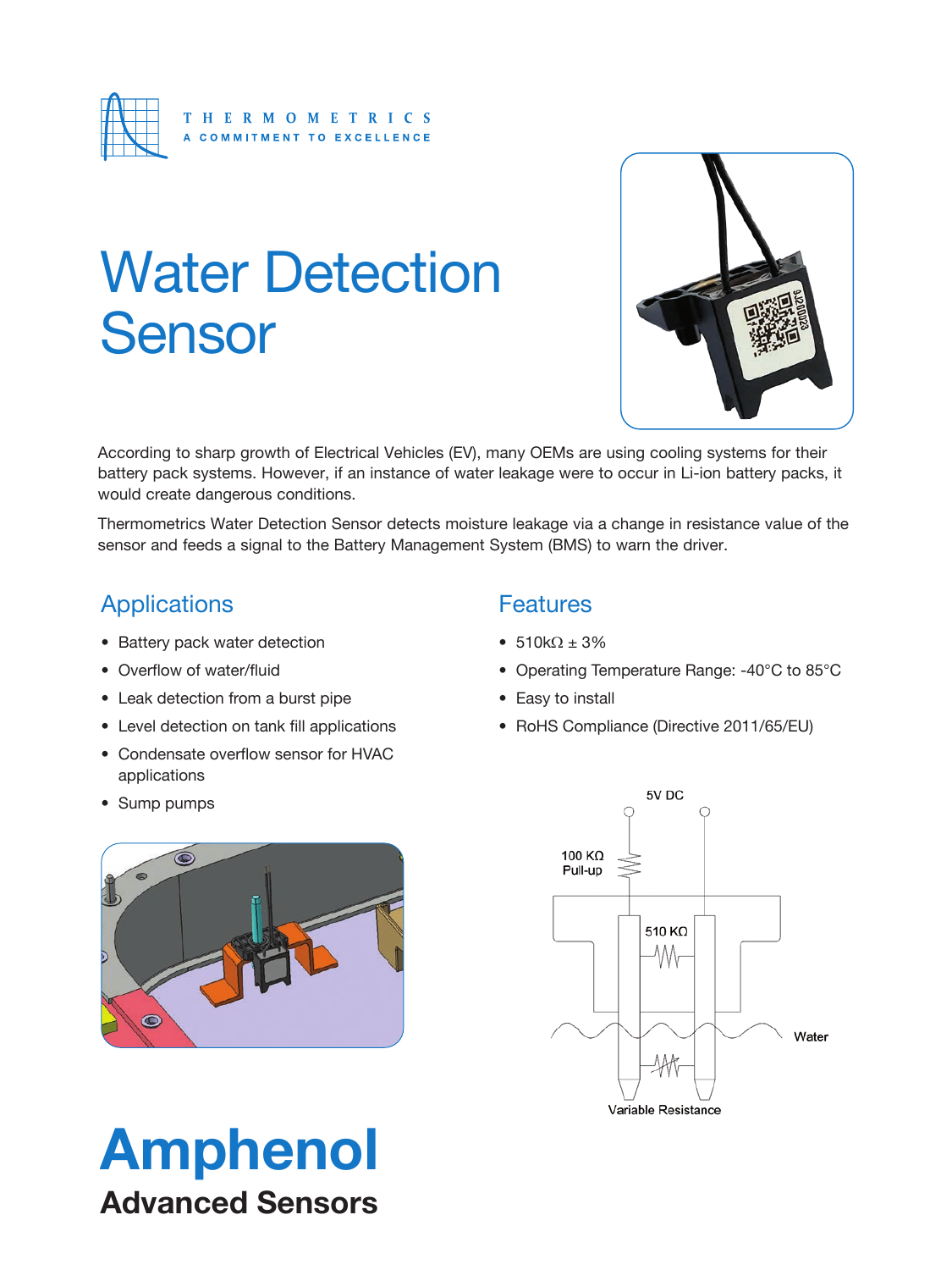THERMOMETRICS
A COMMITMENT TO EXCELLENCE

# Water Detection Sensor

According to sharp growth of Electrical Vehicles (EV), many OEMs are using cooling systems for their battery pack systems. However, if an instance of water leakage were to occur in Li-ion battery packs, it would create dangerous conditions.

Thermometrics Water Detection Sensor detects moisture leakage via a change in resistance value of the sensor and feeds a signal to the Battery Management System (BMS) to warn the driver.

## Applications

- Battery pack water detection
- Overflow of water/fluid
- Leak detection from a burst pipe
- Level detection on tank fill applications
- Condensate overflow sensor for HVAC applications
- Sump pumps

## Features

- 510kΩ ± 3%
- Operating Temperature Range: -40°C to 85°C
- Easy to install
- RoHS Compliance (Directive 2011/65/EU)

5V DC

100 KΩ Pull-up

510 KΩ

Water

Variable Resistance

**Amphenol**
**Advanced Sensors**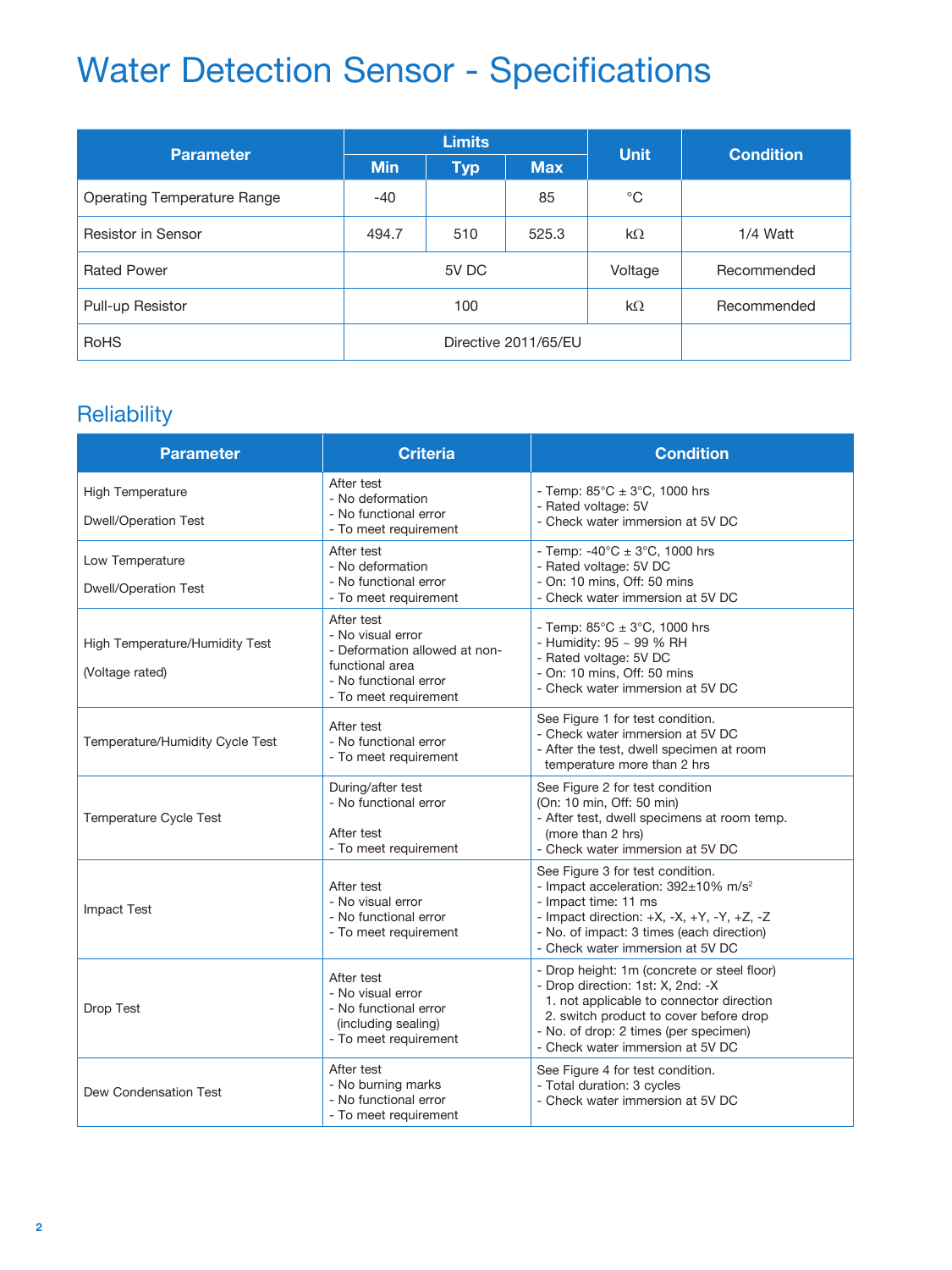# Water Detection Sensor - Specifications

| Parameter | Limits | | | Unit | Condition |
|---|---|---|---|---|---|
| | Min | Typ | Max | | |
| Operating Temperature Range | -40 | | 85 | °C | |
| Resistor in Sensor | 494.7 | 510 | 525.3 | kΩ | 1/4 Watt |
| Rated Power | 5V DC | | | Voltage | Recommended |
| Pull-up Resistor | 100 | | | kΩ | Recommended |
| RoHS | Directive 2011/65/EU | | | | |

## Reliability

| Parameter | Criteria | Condition |
|---|---|---|
| High Temperature Dwell/Operation Test | After test<br>- No deformation<br>- No functional error<br>- To meet requirement | - Temp: 85°C ± 3°C, 1000 hrs<br>- Rated voltage: 5V<br>- Check water immersion at 5V DC |
| Low Temperature Dwell/Operation Test | After test<br>- No deformation<br>- No functional error<br>- To meet requirement | - Temp: -40°C ± 3°C, 1000 hrs<br>- Rated voltage: 5V DC<br>- On: 10 mins, Off: 50 mins<br>- Check water immersion at 5V DC |
| High Temperature/Humidity Test (Voltage rated) | After test<br>- No visual error<br>- Deformation allowed at non-functional area<br>- No functional error<br>- To meet requirement | - Temp: 85°C ± 3°C, 1000 hrs<br>- Humidity: 95 ~ 99 % RH<br>- Rated voltage: 5V DC<br>- On: 10 mins, Off: 50 mins<br>- Check water immersion at 5V DC |
| Temperature/Humidity Cycle Test | After test<br>- No functional error<br>- To meet requirement | See Figure 1 for test condition.<br>- Check water immersion at 5V DC<br>- After the test, dwell specimen at room temperature more than 2 hrs |
| Temperature Cycle Test | During/after test<br>- No functional error<br><br>After test<br>- To meet requirement | See Figure 2 for test condition (On: 10 min, Off: 50 min)<br>- After test, dwell specimens at room temp. (more than 2 hrs)<br>- Check water immersion at 5V DC |
| Impact Test | After test<br>- No visual error<br>- No functional error<br>- To meet requirement | See Figure 3 for test condition.<br>- Impact acceleration: 392±10% $m/s^2$<br>- Impact time: 11 ms<br>- Impact direction: +X, -X, +Y, -Y, +Z, -Z<br>- No. of impact: 3 times (each direction)<br>- Check water immersion at 5V DC |
| Drop Test | After test<br>- No visual error<br>- No functional error (including sealing)<br>- To meet requirement | - Drop height: 1m (concrete or steel floor)<br>- Drop direction: 1st: X, 2nd: -X<br>1. not applicable to connector direction<br>2. switch product to cover before drop<br>- No. of drop: 2 times (per specimen)<br>- Check water immersion at 5V DC |
| Dew Condensation Test | After test<br>- No burning marks<br>- No functional error<br>- To meet requirement | See Figure 4 for test condition.<br>- Total duration: 3 cycles<br>- Check water immersion at 5V DC |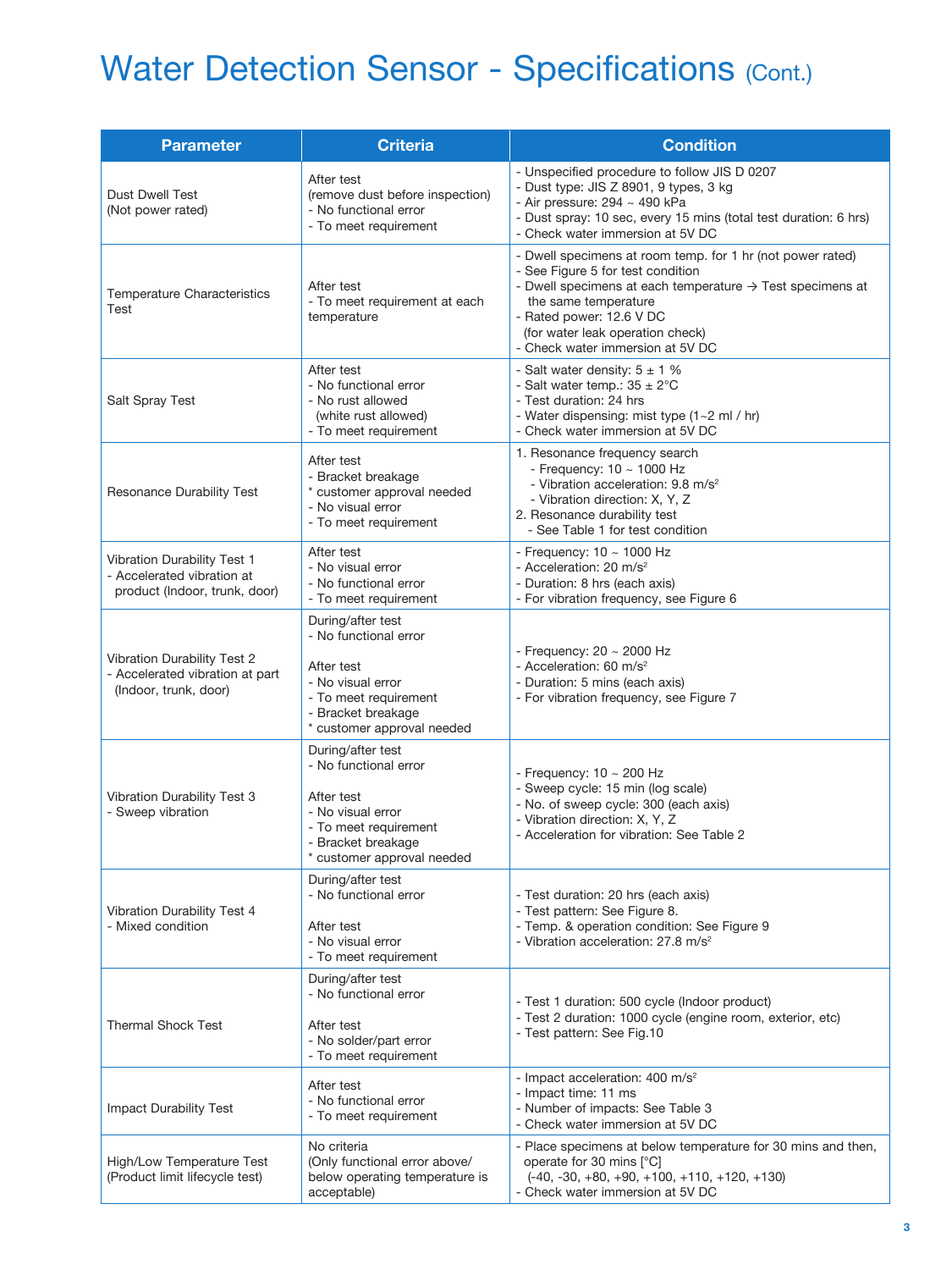# Water Detection Sensor - Specifications (Cont.)

| Parameter | Criteria | Condition |
|---|---|---|
| Dust Dwell Test<br>(Not power rated) | After test<br>(remove dust before inspection)<br>- No functional error<br>- To meet requirement | - Unspecified procedure to follow JIS D 0207<br>- Dust type: JIS Z 8901, 9 types, 3 kg<br>- Air pressure: 294 ~ 490 kPa<br>- Dust spray: 10 sec, every 15 mins (total test duration: 6 hrs)<br>- Check water immersion at 5V DC |
| Temperature Characteristics Test | After test<br>- To meet requirement at each temperature | - Dwell specimens at room temp. for 1 hr (not power rated)<br>- See Figure 5 for test condition<br>- Dwell specimens at each temperature → Test specimens at the same temperature<br>- Rated power: 12.6 V DC<br>(for water leak operation check)<br>- Check water immersion at 5V DC |
| Salt Spray Test | After test<br>- No functional error<br>- No rust allowed<br>(white rust allowed)<br>- To meet requirement | - Salt water density: 5 ± 1 %<br>- Salt water temp.: 35 ± 2°C<br>- Test duration: 24 hrs<br>- Water dispensing: mist type (1~2 ml / hr)<br>- Check water immersion at 5V DC |
| Resonance Durability Test | After test<br>- Bracket breakage<br>* customer approval needed<br>- No visual error<br>- To meet requirement | 1. Resonance frequency search<br>- Frequency: 10 ~ 1000 Hz<br>- Vibration acceleration: 9.8 $m/s^2$<br>- Vibration direction: X, Y, Z<br>2. Resonance durability test<br>- See Table 1 for test condition |
| Vibration Durability Test 1<br>- Accelerated vibration at product (Indoor, trunk, door) | After test<br>- No visual error<br>- No functional error<br>- To meet requirement | - Frequency: 10 ~ 1000 Hz<br>- Acceleration: 20 $m/s^2$<br>- Duration: 8 hrs (each axis)<br>- For vibration frequency, see Figure 6 |
| Vibration Durability Test 2<br>- Accelerated vibration at part (Indoor, trunk, door) | During/after test<br>- No functional error<br><br>After test<br>- No visual error<br>- To meet requirement<br>- Bracket breakage<br>* customer approval needed | - Frequency: 20 ~ 2000 Hz<br>- Acceleration: 60 $m/s^2$<br>- Duration: 5 mins (each axis)<br>- For vibration frequency, see Figure 7 |
| Vibration Durability Test 3<br>- Sweep vibration | During/after test<br>- No functional error<br><br>After test<br>- No visual error<br>- To meet requirement<br>- Bracket breakage<br>* customer approval needed | - Frequency: 10 ~ 200 Hz<br>- Sweep cycle: 15 min (log scale)<br>- No. of sweep cycle: 300 (each axis)<br>- Vibration direction: X, Y, Z<br>- Acceleration for vibration: See Table 2 |
| Vibration Durability Test 4<br>- Mixed condition | During/after test<br>- No functional error<br><br>After test<br>- No visual error<br>- To meet requirement | - Test duration: 20 hrs (each axis)<br>- Test pattern: See Figure 8.<br>- Temp. & operation condition: See Figure 9<br>- Vibration acceleration: 27.8 $m/s^2$ |
| Thermal Shock Test | During/after test<br>- No functional error<br><br>After test<br>- No solder/part error<br>- To meet requirement | - Test 1 duration: 500 cycle (Indoor product)<br>- Test 2 duration: 1000 cycle (engine room, exterior, etc)<br>- Test pattern: See Fig.10 |
| Impact Durability Test | After test<br>- No functional error<br>- To meet requirement | - Impact acceleration: 400 $m/s^2$<br>- Impact time: 11 ms<br>- Number of impacts: See Table 3<br>- Check water immersion at 5V DC |
| High/Low Temperature Test<br>(Product limit lifecycle test) | No criteria<br>(Only functional error above/ below operating temperature is acceptable) | - Place specimens at below temperature for 30 mins and then, operate for 30 mins [°C]<br>(-40, -30, +80, +90, +100, +110, +120, +130)<br>- Check water immersion at 5V DC |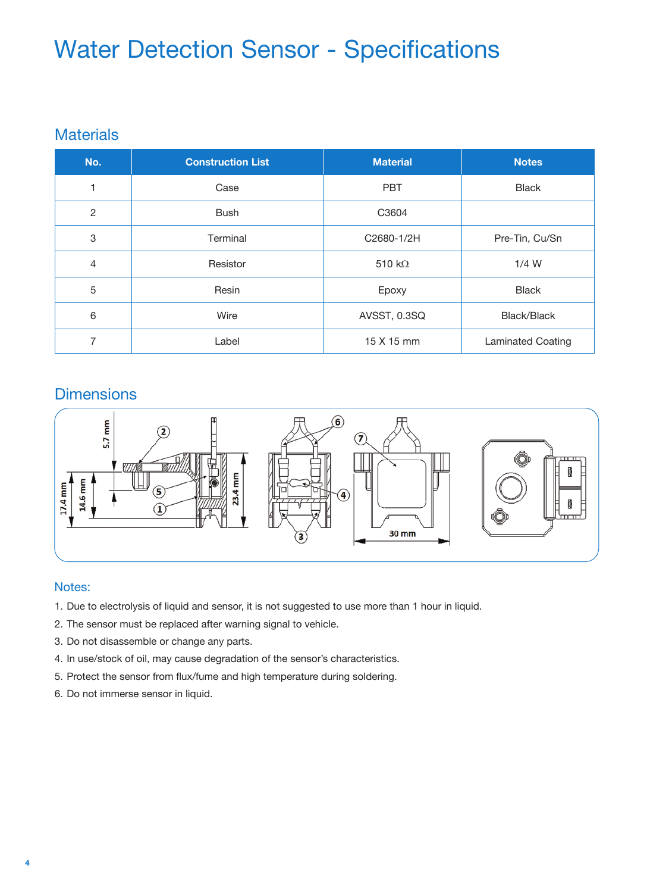# Water Detection Sensor - Specifications

## Materials

| No. | Construction List | Material | Notes |
|---|---|---|---|
| 1 | Case | PBT | Black |
| 2 | Bush | C3604 | |
| 3 | Terminal | C2680-1/2H | Pre-Tin, Cu/Sn |
| 4 | Resistor | 510 kΩ | 1/4 W |
| 5 | Resin | Epoxy | Black |
| 6 | Wire | AVSST, 0.3SQ | Black/Black |
| 7 | Label | 15 X 15 mm | Laminated Coating |

## Dimensions

5.7 mm, 17.4 mm, 14.6 mm, 23.4 mm, 30 mm

## Notes:

1. Due to electrolysis of liquid and sensor, it is not suggested to use more than 1 hour in liquid.
2. The sensor must be replaced after warning signal to vehicle.
3. Do not disassemble or change any parts.
4. In use/stock of oil, may cause degradation of the sensor's characteristics.
5. Protect the sensor from flux/fume and high temperature during soldering.
6. Do not immerse sensor in liquid.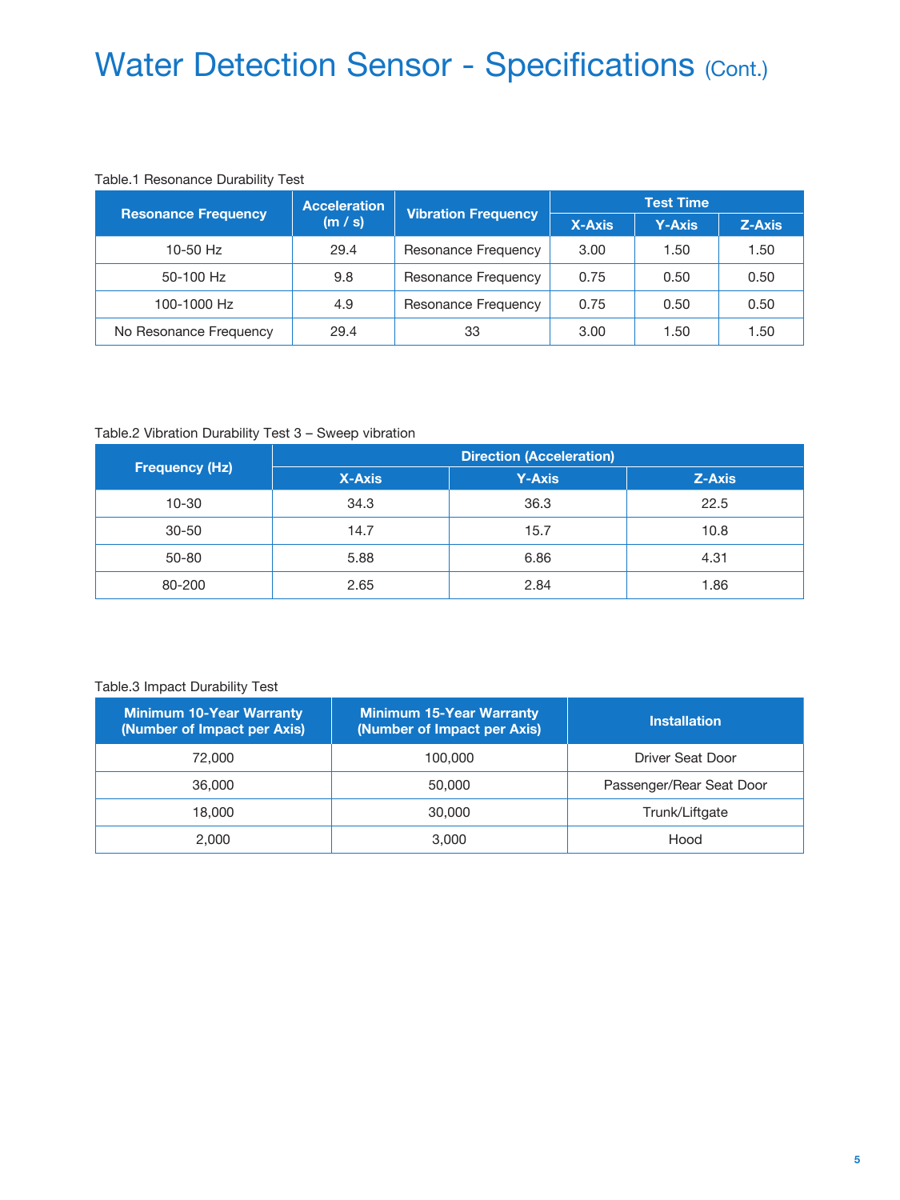# Water Detection Sensor - Specifications (Cont.)

Table.1 Resonance Durability Test

| Resonance Frequency | Acceleration (m / s) | Vibration Frequency | Test Time | | |
|---|---|---|---|---|---|
| | | | X-Axis | Y-Axis | Z-Axis |
| 10-50 Hz | 29.4 | Resonance Frequency | 3.00 | 1.50 | 1.50 |
| 50-100 Hz | 9.8 | Resonance Frequency | 0.75 | 0.50 | 0.50 |
| 100-1000 Hz | 4.9 | Resonance Frequency | 0.75 | 0.50 | 0.50 |
| No Resonance Frequency | 29.4 | 33 | 3.00 | 1.50 | 1.50 |

Table.2 Vibration Durability Test 3 – Sweep vibration

| Frequency (Hz) | Direction (Acceleration) | | |
|---|---|---|---|
| | X-Axis | Y-Axis | Z-Axis |
| 10-30 | 34.3 | 36.3 | 22.5 |
| 30-50 | 14.7 | 15.7 | 10.8 |
| 50-80 | 5.88 | 6.86 | 4.31 |
| 80-200 | 2.65 | 2.84 | 1.86 |

Table.3 Impact Durability Test

| Minimum 10-Year Warranty (Number of Impact per Axis) | Minimum 15-Year Warranty (Number of Impact per Axis) | Installation |
|---|---|---|
| 72,000 | 100,000 | Driver Seat Door |
| 36,000 | 50,000 | Passenger/Rear Seat Door |
| 18,000 | 30,000 | Trunk/Liftgate |
| 2,000 | 3,000 | Hood |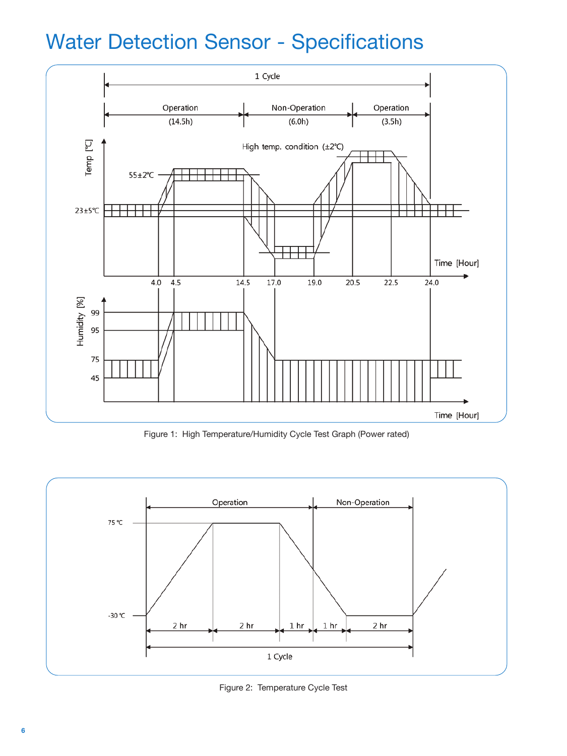# Water Detection Sensor - Specifications

Figure 1: High Temperature/Humidity Cycle Test Graph (Power rated)

Figure 2: Temperature Cycle Test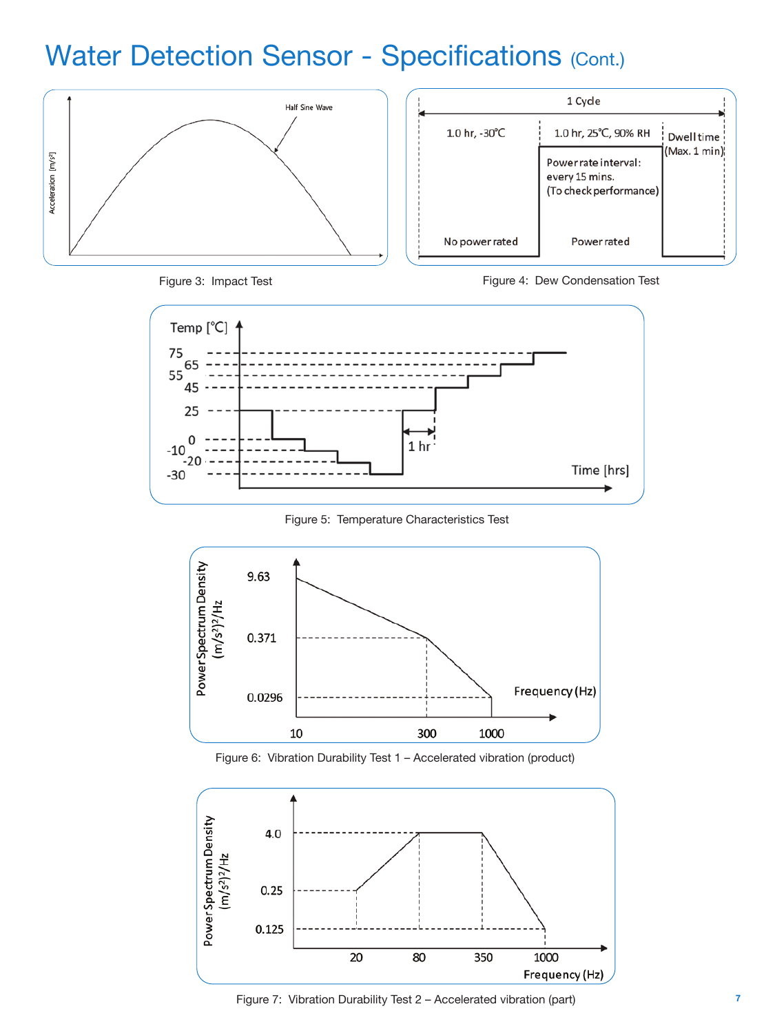# Water Detection Sensor - Specifications (Cont.)

Figure 3: Impact Test

Figure 4: Dew Condensation Test

Figure 5: Temperature Characteristics Test

Figure 6: Vibration Durability Test 1 – Accelerated vibration (product)

Figure 7: Vibration Durability Test 2 – Accelerated vibration (part)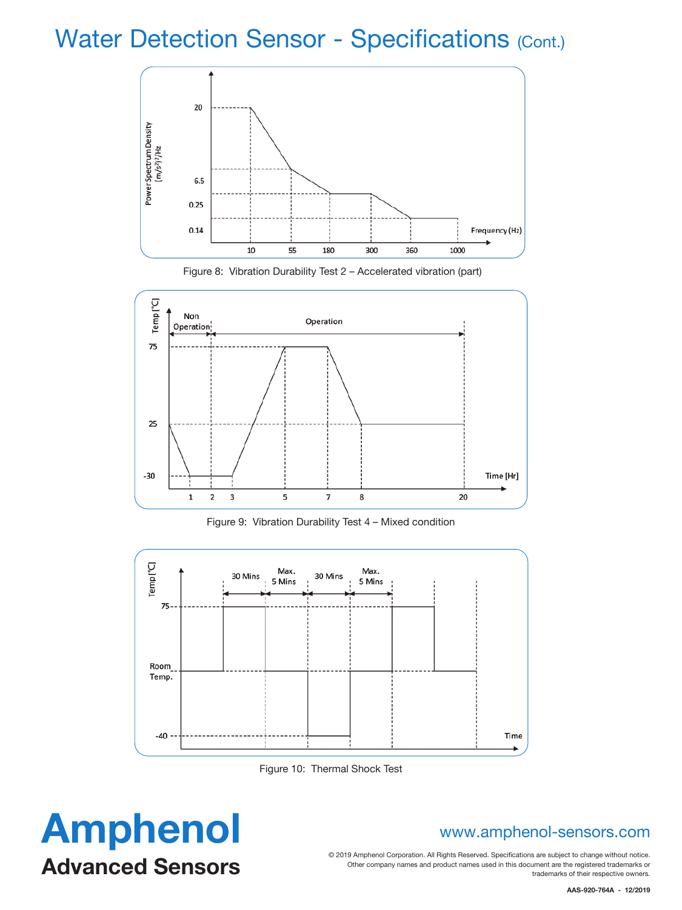# Water Detection Sensor - Specifications (Cont.)

Power Spectrum Density (m/s²)²/Hz

20

6.5

0.25

0.14

10 55 180 300 360 1000

Frequency (Hz)

Figure 8: Vibration Durability Test 2 – Accelerated vibration (part)

Temp [°C]

Non Operation

Operation

75

25

-30

1 2 3 5 7 8 20

Time [Hr]

Figure 9: Vibration Durability Test 4 – Mixed condition

Temp [°C]

30 Mins

Max. 5 Mins

30 Mins

Max. 5 Mins

75

Room Temp.

-40

Time

Figure 10: Thermal Shock Test

**Amphenol**

**Advanced Sensors**

www.amphenol-sensors.com

© 2019 Amphenol Corporation. All Rights Reserved. Specifications are subject to change without notice. Other company names and product names used in this document are the registered trademarks or trademarks of their respective owners.

AAS-920-764A - 12/2019